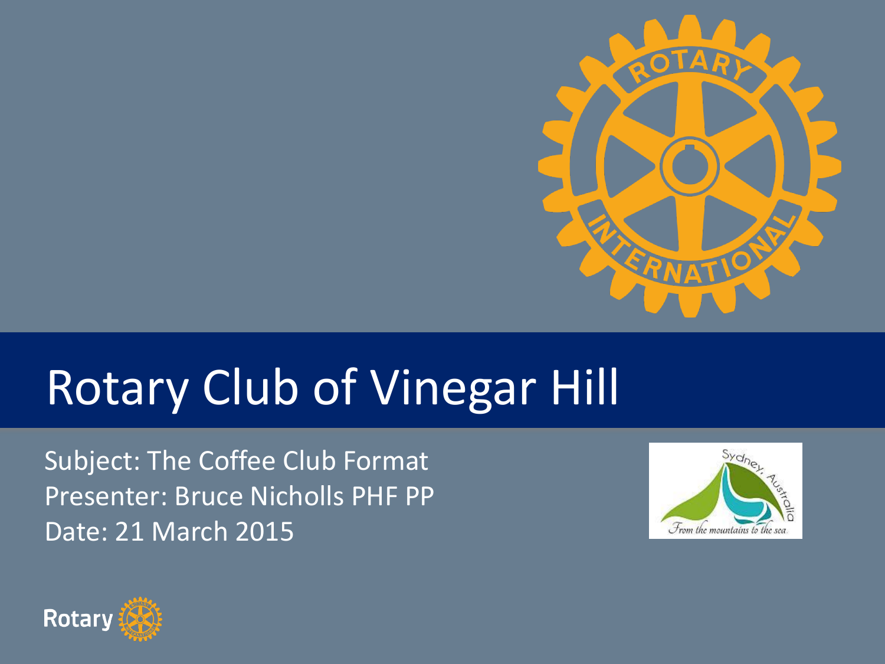# Rotary Club of Vinegar Hill

Subject: The Coffee Club Format
Presenter: Bruce Nicholls PHF PP
Date: 21 March 2015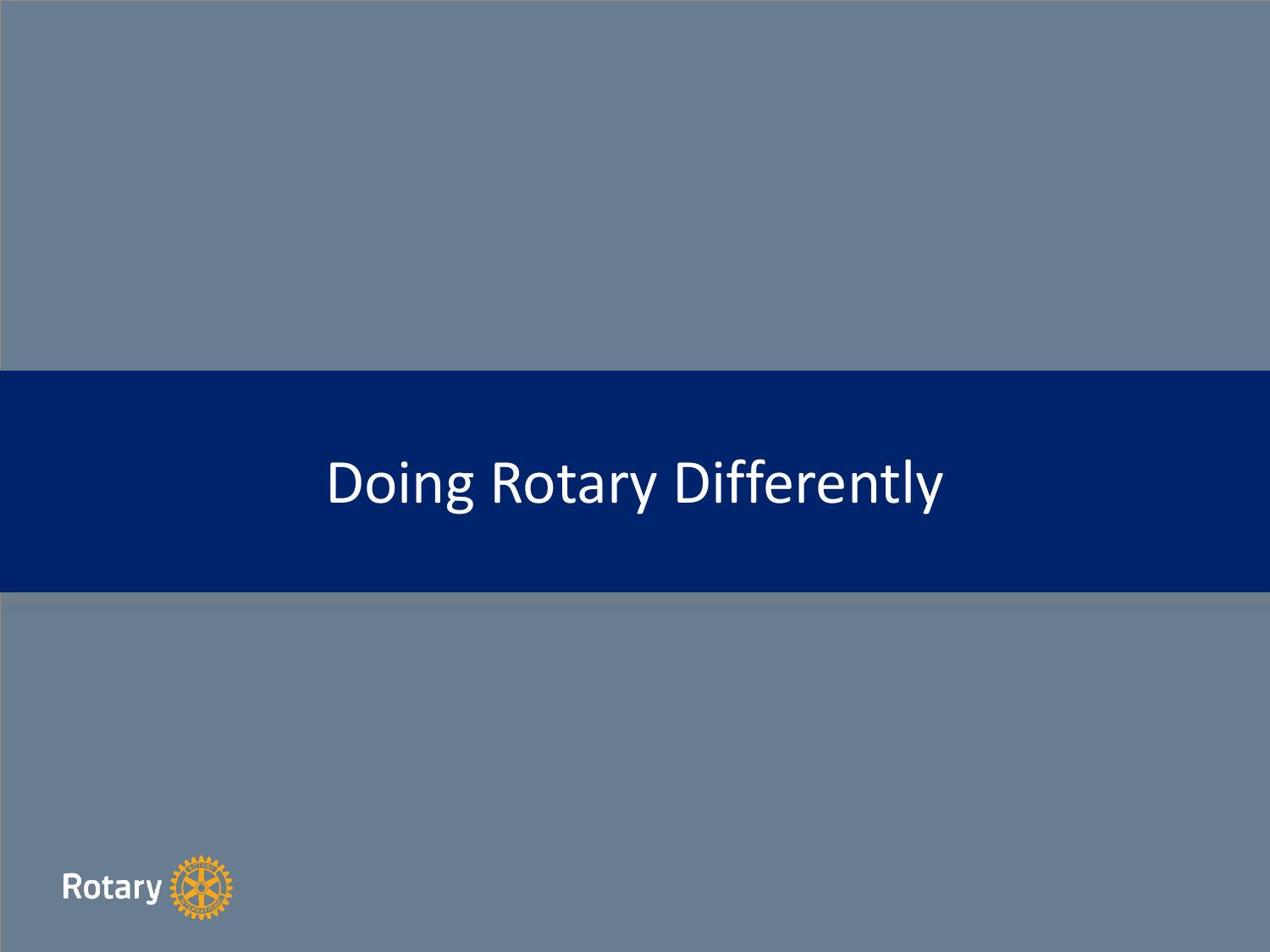# Doing Rotary Differently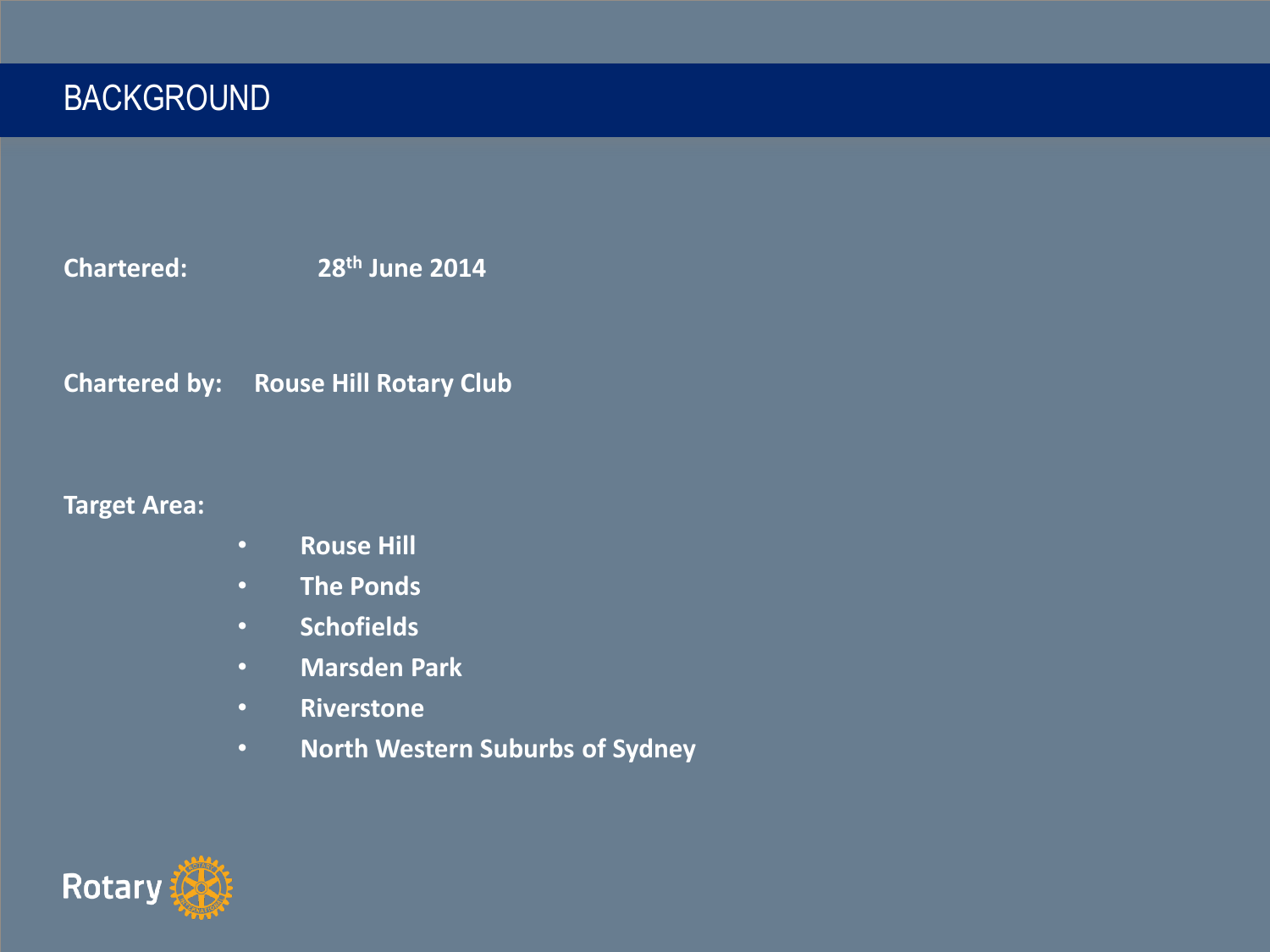# BACKGROUND

**Chartered:** **28th June 2014**

**Chartered by:** **Rouse Hill Rotary Club**

**Target Area:**

- **Rouse Hill**
- **The Ponds**
- **Schofields**
- **Marsden Park**
- **Riverstone**
- **North Western Suburbs of Sydney**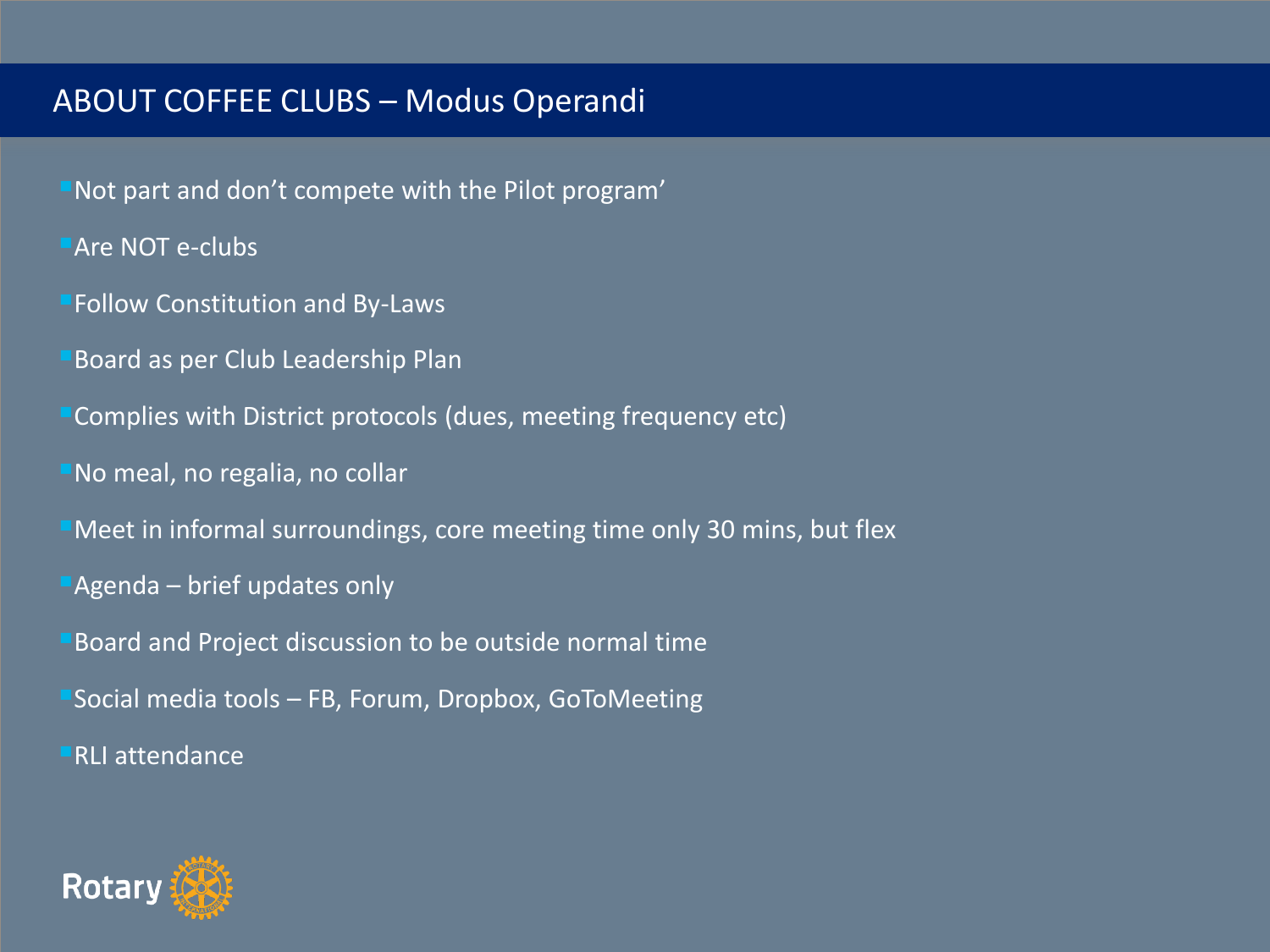# ABOUT COFFEE CLUBS – Modus Operandi

- Not part and don't compete with the Pilot program'
- Are NOT e-clubs
- Follow Constitution and By-Laws
- Board as per Club Leadership Plan
- Complies with District protocols (dues, meeting frequency etc)
- No meal, no regalia, no collar
- Meet in informal surroundings, core meeting time only 30 mins, but flex
- Agenda – brief updates only
- Board and Project discussion to be outside normal time
- Social media tools – FB, Forum, Dropbox, GoToMeeting
- RLI attendance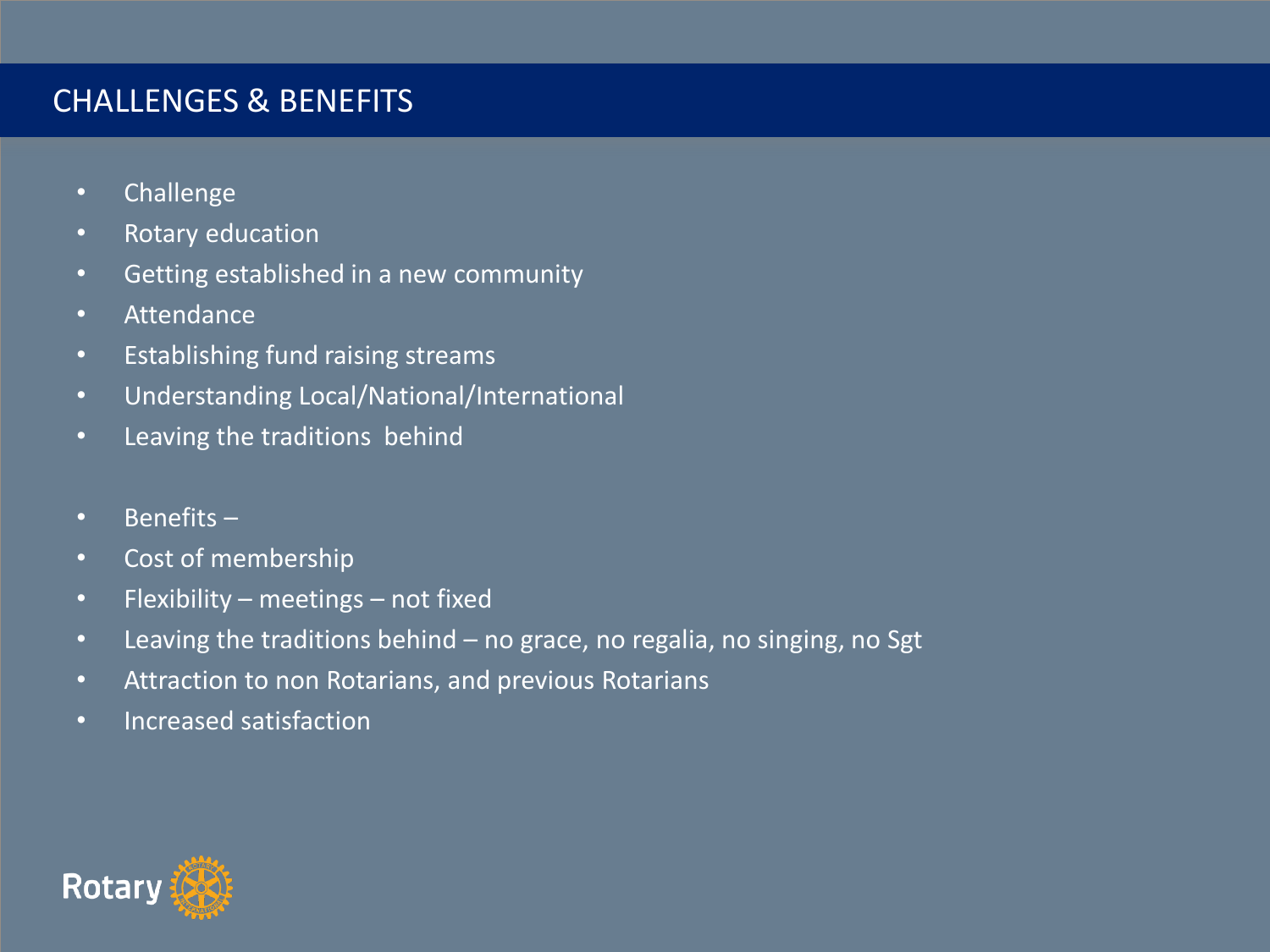## CHALLENGES & BENEFITS

- Challenge
- Rotary education
- Getting established in a new community
- Attendance
- Establishing fund raising streams
- Understanding Local/National/International
- Leaving the traditions  behind

- Benefits –
- Cost of membership
- Flexibility – meetings – not fixed
- Leaving the traditions behind – no grace, no regalia, no singing, no Sgt
- Attraction to non Rotarians, and previous Rotarians
- Increased satisfaction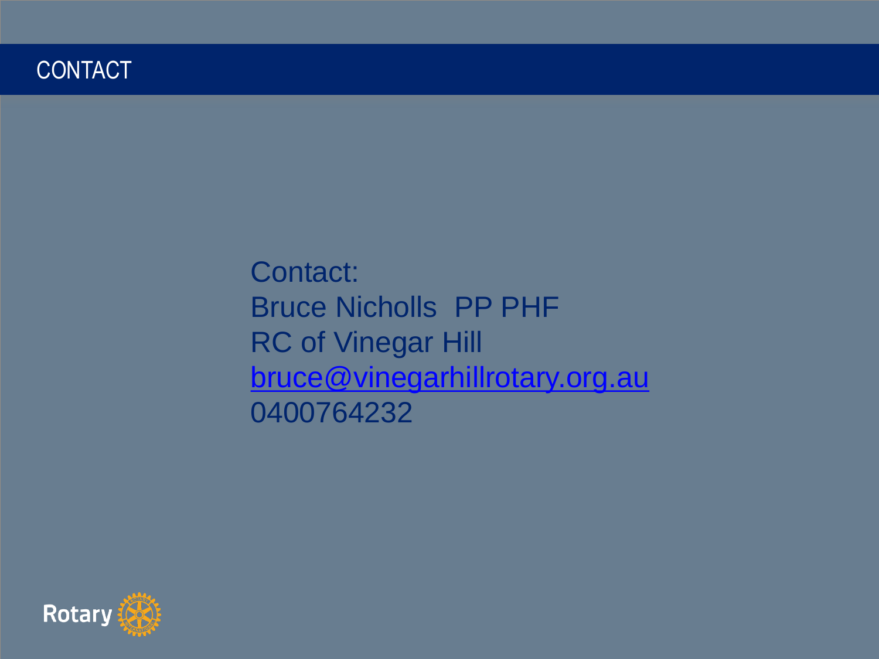# CONTACT

Contact:
Bruce Nicholls PP PHF
RC of Vinegar Hill
bruce@vinegarhillrotary.org.au
0400764232

Rotary